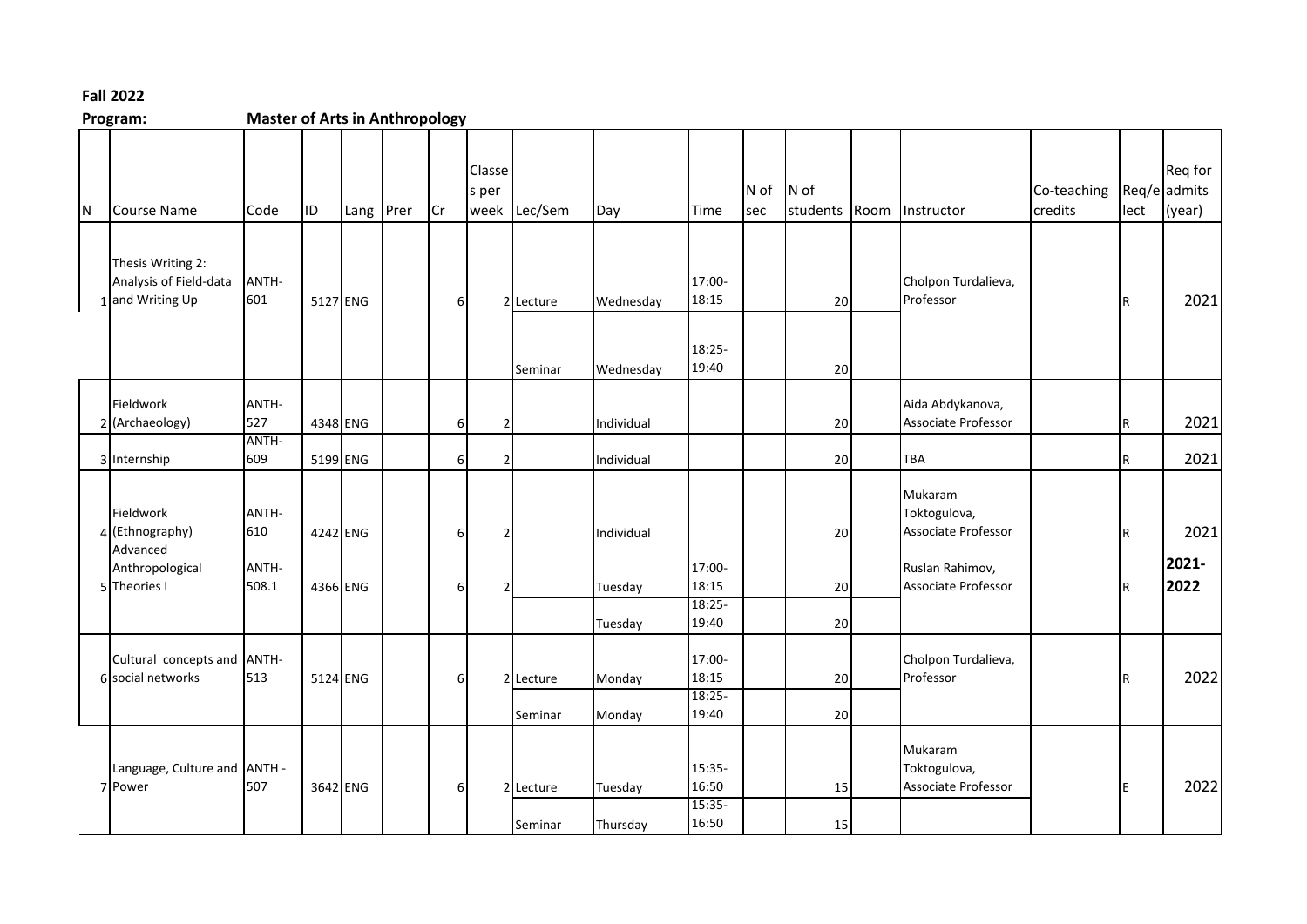**Fall 2022**

**Program:** **Master of Arts in Anthropology**

| N | Course Name | Code | ID | Lang | Prer | Cr | Classes per week | Lec/Sem | Day | Time | N of sec | N of students | Room | Instructor | Co-teaching credits | Req/elect | Req for admits (year) |
|---|---|---|---|---|---|---|---|---|---|---|---|---|---|---|---|---|---|
| 1 | Thesis Writing 2: Analysis of Field-data and Writing Up | ANTH-601 | 5127 | ENG | | 6 | 2 | Lecture | Wednesday | 17:00-18:15 | | 20 | | Cholpon Turdalieva, Professor | | R | 2021 |
| | | | | | | | | Seminar | Wednesday | 18:25-19:40 | | 20 | | | | | |
| 2 | Fieldwork (Archaeology) | ANTH-527 | 4348 | ENG | | 6 | 2 | | Individual | | | 20 | | Aida Abdykanova, Associate Professor | | R | 2021 |
| 3 | Internship | ANTH-609 | 5199 | ENG | | 6 | 2 | | Individual | | | 20 | | TBA | | R | 2021 |
| 4 | Fieldwork (Ethnography) | ANTH-610 | 4242 | ENG | | 6 | 2 | | Individual | | | 20 | | Mukaram Toktogulova, Associate Professor | | R | 2021 |
| 5 | Advanced Anthropological Theories I | ANTH-508.1 | 4366 | ENG | | 6 | 2 | | Tuesday | 17:00-18:15 | | 20 | | Ruslan Rahimov, Associate Professor | | R | **2021-2022** |
| | | | | | | | | | Tuesday | 18:25-19:40 | | 20 | | | | | |
| 6 | Cultural concepts and social networks | ANTH-513 | 5124 | ENG | | 6 | 2 | Lecture | Monday | 17:00-18:15 | | 20 | | Cholpon Turdalieva, Professor | | R | 2022 |
| | | | | | | | | Seminar | Monday | 18:25-19:40 | | 20 | | | | | |
| 7 | Language, Culture and Power | ANTH - 507 | 3642 | ENG | | 6 | 2 | Lecture | Tuesday | 15:35-16:50 | | 15 | | Mukaram Toktogulova, Associate Professor | | E | 2022 |
| | | | | | | | | Seminar | Thursday | 15:35-16:50 | | 15 | | | | | |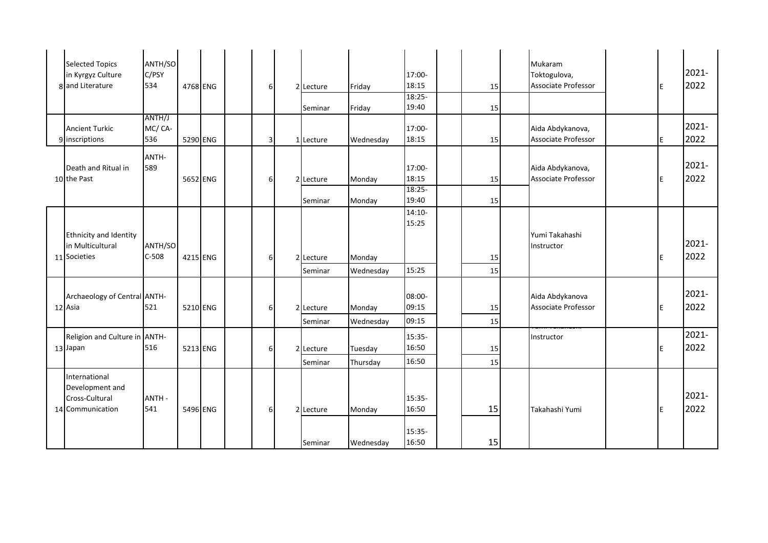| | | | | | | | | | | | | | | | | | |
|---|---|---|---|---|---|---|---|---|---|---|---|---|---|---|---|---|---|
| 8 | Selected Topics in Kyrgyz Culture and Literature | ANTH/SOC/PSY 534 | 4768 | ENG | | 6 | 2 | Lecture | Friday | 17:00-18:15 | | 15 | | Mukaram Toktogulova, Associate Professor | | E | 2021-2022 |
| | | | | | | | | Seminar | Friday | 18:25-19:40 | | 15 | | | | | |
| 9 | Ancient Turkic inscriptions | ANTH/JMC/ CA-536 | 5290 | ENG | | 3 | 1 | Lecture | Wednesday | 17:00-18:15 | | 15 | | Aida Abdykanova, Associate Professor | | E | 2021-2022 |
| 10 | Death and Ritual in the Past | ANTH-589 | 5652 | ENG | | 6 | 2 | Lecture | Monday | 17:00-18:15 | | 15 | | Aida Abdykanova, Associate Professor | | E | 2021-2022 |
| | | | | | | | | Seminar | Monday | 18:25-19:40 | | 15 | | | | | |
| 11 | Ethnicity and Identity in Multicultural Societies | ANTH/SOC-508 | 4215 | ENG | | 6 | 2 | Lecture | Monday | 14:10-15:25 | | 15 | | Yumi Takahashi Instructor | | E | 2021-2022 |
| | | | | | | | | Seminar | Wednesday | 15:25 | | 15 | | | | | |
| 12 | Archaeology of Central Asia | ANTH-521 | 5210 | ENG | | 6 | 2 | Lecture | Monday | 08:00-09:15 | | 15 | | Aida Abdykanova Associate Professor | | E | 2021-2022 |
| | | | | | | | | Seminar | Wednesday | 09:15 | | 15 | | | | | |
| 13 | Religion and Culture in Japan | ANTH-516 | 5213 | ENG | | 6 | 2 | Lecture | Tuesday | 15:35-16:50 | | 15 | | Instructor | | E | 2021-2022 |
| | | | | | | | | Seminar | Thursday | 16:50 | | 15 | | | | | |
| 14 | International Development and Cross-Cultural Communication | ANTH - 541 | 5496 | ENG | | 6 | 2 | Lecture | Monday | 15:35-16:50 | | 15 | | Takahashi Yumi | | E | 2021-2022 |
| | | | | | | | | Seminar | Wednesday | 15:35-16:50 | | 15 | | | | | |